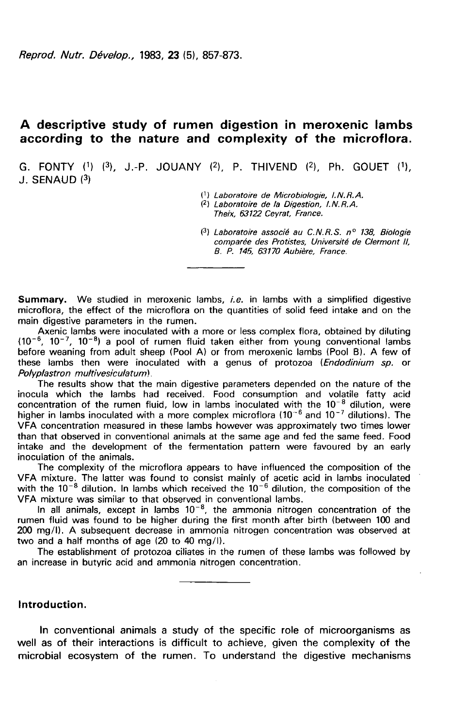# A descriptive study of rumen digestion in meroxenic lambs according to the nature and complexity of the microflora.

G. FONTY [1] [3], J.-P. JOUANY [2], P. THIVEND [2], Ph. GOUET [1], J. SENAUD [3]

[1] *Laboratoire de Microbiologie, I.N.R.A.*
[2] *Laboratoire de la Digestion, I.N.R.A. Theix, 63122 Ceyrat, France.*
[3] *Laboratoire associé au C.N.R.S. n° 138, Biologie comparée des Protistes, Université de Clermont II, B. P. 145, 63170 Aubière, France.*

---

**Summary.** We studied in meroxenic lambs, *i.e.* in lambs with a simplified digestive microflora, the effect of the microflora on the quantities of solid feed intake and on the main digestive parameters in the rumen.

Axenic lambs were inoculated with a more or less complex flora, obtained by diluting ($10^{-6}$, $10^{-7}$, $10^{-8}$) a pool of rumen fluid taken either from young conventional lambs before weaning from adult sheep (Pool A) or from meroxenic lambs (Pool B). A few of these lambs then were inoculated with a genus of protozoa (*Endodinium sp.* or *Polyplastron multivesiculatum*).

The results show that the main digestive parameters depended on the nature of the inocula which the lambs had received. Food consumption and volatile fatty acid concentration of the rumen fluid, low in lambs inoculated with the $10^{-8}$ dilution, were higher in lambs inoculated with a more complex microflora ($10^{-6}$ and $10^{-7}$ dilutions). The VFA concentration measured in these lambs however was approximately two times lower than that observed in conventional animals at the same age and fed the same feed. Food intake and the development of the fermentation pattern were favoured by an early inoculation of the animals.

The complexity of the microflora appears to have influenced the composition of the VFA mixture. The latter was found to consist mainly of acetic acid in lambs inoculated with the $10^{-8}$ dilution. In lambs which received the $10^{-6}$ dilution, the composition of the VFA mixture was similar to that observed in conventional lambs.

In all animals, except in lambs $10^{-8}$, the ammonia nitrogen concentration of the rumen fluid was found to be higher during the first month after birth (between 100 and 200 mg/l). A subsequent decrease in ammonia nitrogen concentration was observed at two and a half months of age (20 to 40 mg/l).

The establishment of protozoa ciliates in the rumen of these lambs was followed by an increase in butyric acid and ammonia nitrogen concentration.

---

## Introduction.

In conventional animals a study of the specific role of microorganisms as well as of their interactions is difficult to achieve, given the complexity of the microbial ecosystem of the rumen. To understand the digestive mechanisms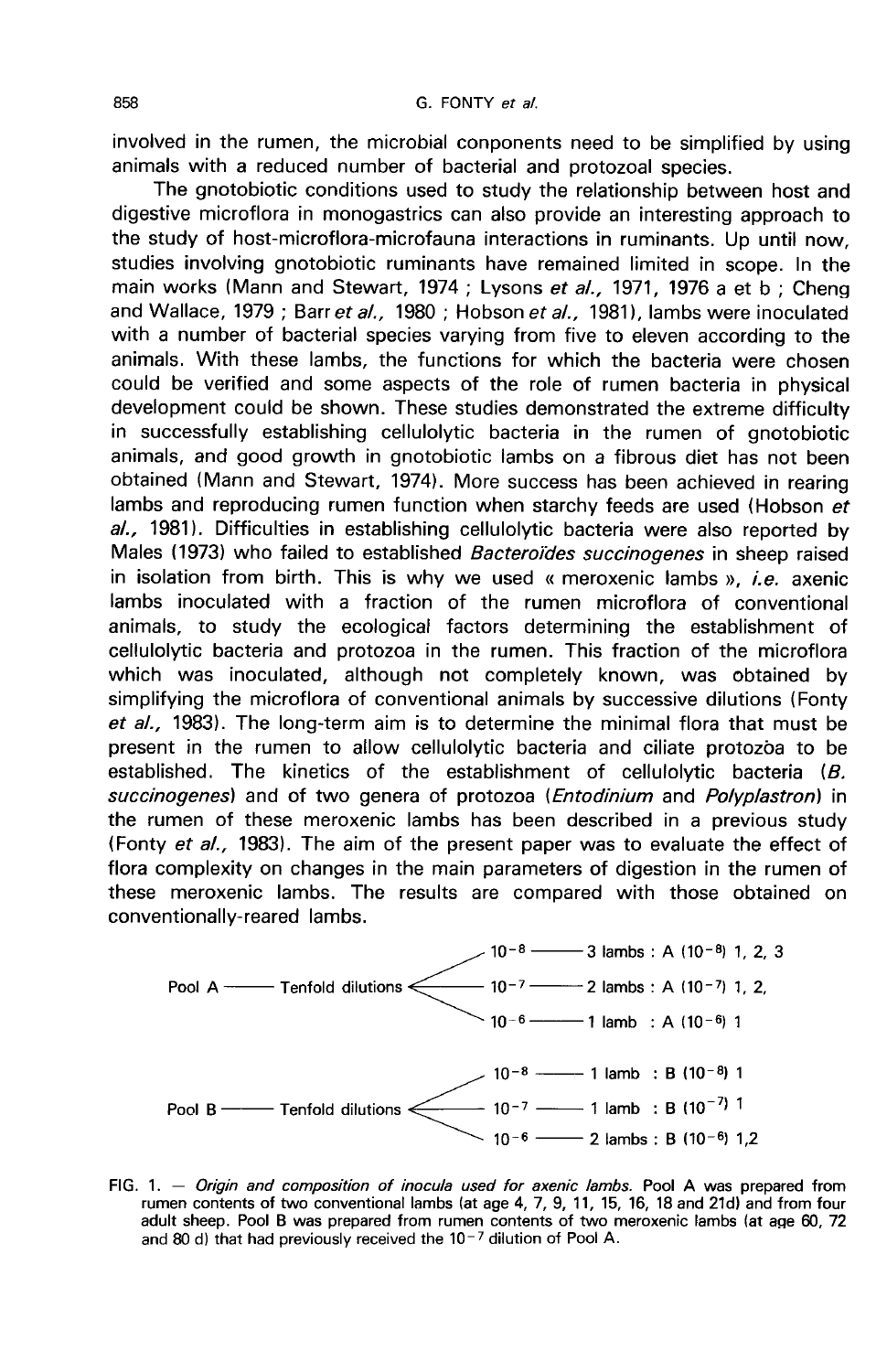involved in the rumen, the microbial conponents need to be simplified by using animals with a reduced number of bacterial and protozoal species.

The gnotobiotic conditions used to study the relationship between host and digestive microflora in monogastrics can also provide an interesting approach to the study of host-microflora-microfauna interactions in ruminants. Up until now, studies involving gnotobiotic ruminants have remained limited in scope. In the main works (Mann and Stewart, 1974 ; Lysons *et al.,* 1971, 1976 a et b ; Cheng and Wallace, 1979 ; Barr *et al.,* 1980 ; Hobson *et al.,* 1981), lambs were inoculated with a number of bacterial species varying from five to eleven according to the animals. With these lambs, the functions for which the bacteria were chosen could be verified and some aspects of the role of rumen bacteria in physical development could be shown. These studies demonstrated the extreme difficulty in successfully establishing cellulolytic bacteria in the rumen of gnotobiotic animals, and good growth in gnotobiotic lambs on a fibrous diet has not been obtained (Mann and Stewart, 1974). More success has been achieved in rearing lambs and reproducing rumen function when starchy feeds are used (Hobson *et al.,* 1981). Difficulties in establishing cellulolytic bacteria were also reported by Males (1973) who failed to established *Bacteroïdes succinogenes* in sheep raised in isolation from birth. This is why we used « meroxenic lambs », *i.e.* axenic lambs inoculated with a fraction of the rumen microflora of conventional animals, to study the ecological factors determining the establishment of cellulolytic bacteria and protozoa in the rumen. This fraction of the microflora which was inoculated, although not completely known, was obtained by simplifying the microflora of conventional animals by successive dilutions (Fonty *et al.,* 1983). The long-term aim is to determine the minimal flora that must be present in the rumen to allow cellulolytic bacteria and ciliate protozoa to be established. The kinetics of the establishment of cellulolytic bacteria (*B. succinogenes*) and of two genera of protozoa (*Entodinium* and *Polyplastron*) in the rumen of these meroxenic lambs has been described in a previous study (Fonty *et al.,* 1983). The aim of the present paper was to evaluate the effect of flora complexity on changes in the main parameters of digestion in the rumen of these meroxenic lambs. The results are compared with those obtained on conventionally-reared lambs.

Pool A — Tenfold dilutions:
- $10^{-8}$ — 3 lambs : A ($10^{-8}$) 1, 2, 3
- $10^{-7}$ — 2 lambs : A ($10^{-7}$) 1, 2,
- $10^{-6}$ — 1 lamb : A ($10^{-6}$) 1

Pool B — Tenfold dilutions:
- $10^{-8}$ — 1 lamb : B ($10^{-8}$) 1
- $10^{-7}$ — 1 lamb : B ($10^{-7}$) 1
- $10^{-6}$ — 2 lambs : B ($10^{-6}$) 1,2

FIG. 1. — *Origin and composition of inocula used for axenic lambs.* Pool A was prepared from rumen contents of two conventional lambs (at age 4, 7, 9, 11, 15, 16, 18 and 21d) and from four adult sheep. Pool B was prepared from rumen contents of two meroxenic lambs (at age 60, 72 and 80 d) that had previously received the $10^{-7}$ dilution of Pool A.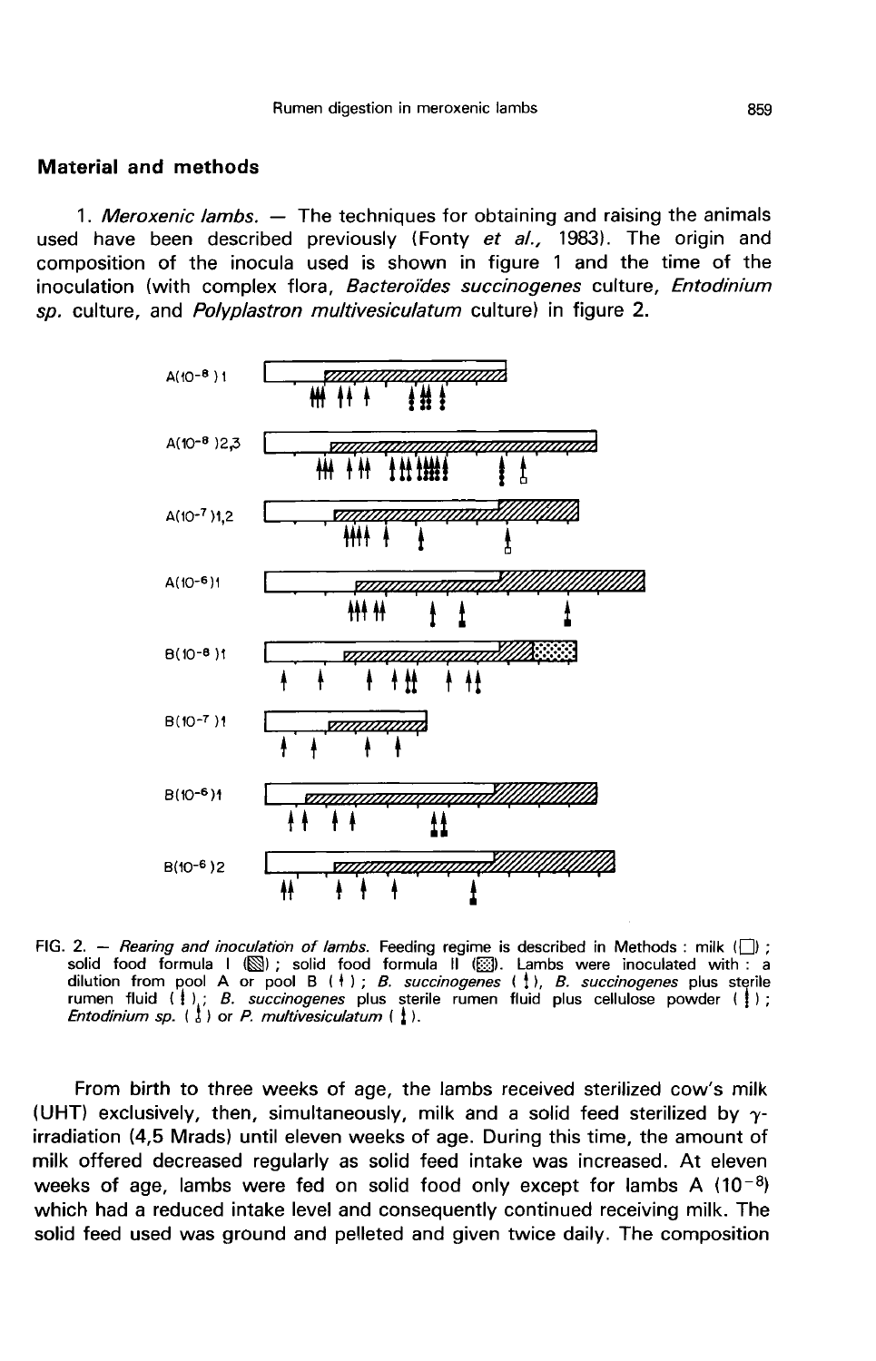## Material and methods

1. *Meroxenic lambs.* — The techniques for obtaining and raising the animals used have been described previously (Fonty *et al.*, 1983). The origin and composition of the inocula used is shown in figure 1 and the time of the inoculation (with complex flora, *Bacteroïdes succinogenes* culture, *Entodinium sp.* culture, and *Polyplastron multivesiculatum* culture) in figure 2.

FIG. 2. — *Rearing and inoculation of lambs.* Feeding regime is described in Methods : milk (□) ; solid food formula I (▨) ; solid food formula II (▩). Lambs were inoculated with : a dilution from pool A or pool B (↑) ; *B. succinogenes* (↑), *B. succinogenes* plus sterile rumen fluid (↑) ; *B. succinogenes* plus sterile rumen fluid plus cellulose powder (↑) ; *Entodinium sp.* (↑) or *P. multivesiculatum* (↑).

From birth to three weeks of age, the lambs received sterilized cow's milk (UHT) exclusively, then, simultaneously, milk and a solid feed sterilized by $\gamma$-irradiation (4,5 Mrads) until eleven weeks of age. During this time, the amount of milk offered decreased regularly as solid feed intake was increased. At eleven weeks of age, lambs were fed on solid food only except for lambs A ($10^{-8}$) which had a reduced intake level and consequently continued receiving milk. The solid feed used was ground and pelleted and given twice daily. The composition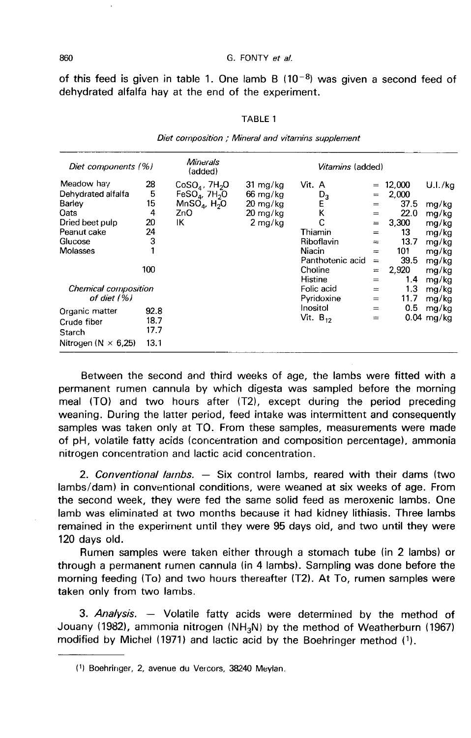of this feed is given in table 1. One lamb B ($10^{-8}$) was given a second feed of dehydrated alfalfa hay at the end of the experiment.

TABLE 1

*Diet composition ; Mineral and vitamins supplement*

| *Diet components (%)* | | *Minerals* (added) | | *Vitamins* (added) | | |
|---|---|---|---|---|---|---|
| Meadow hay | 28 | $CoSO_4$, $7H_2O$ | 31 mg/kg | Vit. A | = 12,000 | U.I./kg |
| Dehydrated alfalfa | 5 | $FeSO_4$, $7H_2O$ | 66 mg/kg | $D_3$ | = 2,000 | |
| Barley | 15 | $MnSO_4$, $H_2O$ | 20 mg/kg | E | = 37.5 | mg/kg |
| Oats | 4 | ZnO | 20 mg/kg | K | = 22.0 | mg/kg |
| Dried beet pulp | 20 | IK | 2 mg/kg | C | = 3,300 | mg/kg |
| Peanut cake | 24 | | | Thiamin | = 13 | mg/kg |
| Glucose | 3 | | | Riboflavin | = 13.7 | mg/kg |
| Molasses | 1 | | | Niacin | = 101 | mg/kg |
| | | | | Panthotenic acid | = 39.5 | mg/kg |
| | 100 | | | Choline | = 2,920 | mg/kg |
| | | | | Histine | = 1.4 | mg/kg |
| *Chemical composition of diet (%)* | | | | Folic acid | = 1.3 | mg/kg |
| | | | | Pyridoxine | = 11.7 | mg/kg |
| Organic matter | 92.8 | | | Inositol | = 0.5 | mg/kg |
| Crude fiber | 18.7 | | | Vit. $B_{12}$ | = 0.04 | mg/kg |
| Starch | 17.7 | | | | | |
| Nitrogen (N × 6,25) | 13.1 | | | | | |

Between the second and third weeks of age, the lambs were fitted with a permanent rumen cannula by which digesta was sampled before the morning meal (TO) and two hours after (T2), except during the period preceding weaning. During the latter period, feed intake was intermittent and consequently samples was taken only at TO. From these samples, measurements were made of pH, volatile fatty acids (concentration and composition percentage), ammonia nitrogen concentration and lactic acid concentration.

2. *Conventional lambs.* — Six control lambs, reared with their dams (two lambs/dam) in conventional conditions, were weaned at six weeks of age. From the second week, they were fed the same solid feed as meroxenic lambs. One lamb was eliminated at two months because it had kidney lithiasis. Three lambs remained in the experiment until they were 95 days old, and two until they were 120 days old.

Rumen samples were taken either through a stomach tube (in 2 lambs) or through a permanent rumen cannula (in 4 lambs). Sampling was done before the morning feeding (To) and two hours thereafter (T2). At To, rumen samples were taken only from two lambs.

3. *Analysis.* — Volatile fatty acids were determined by the method of Jouany (1982), ammonia nitrogen ($NH_3N$) by the method of Weatherburn (1967) modified by Michel (1971) and lactic acid by the Boehringer method [1].

---

[1] Boehringer, 2, avenue du Vercors, 38240 Meylan.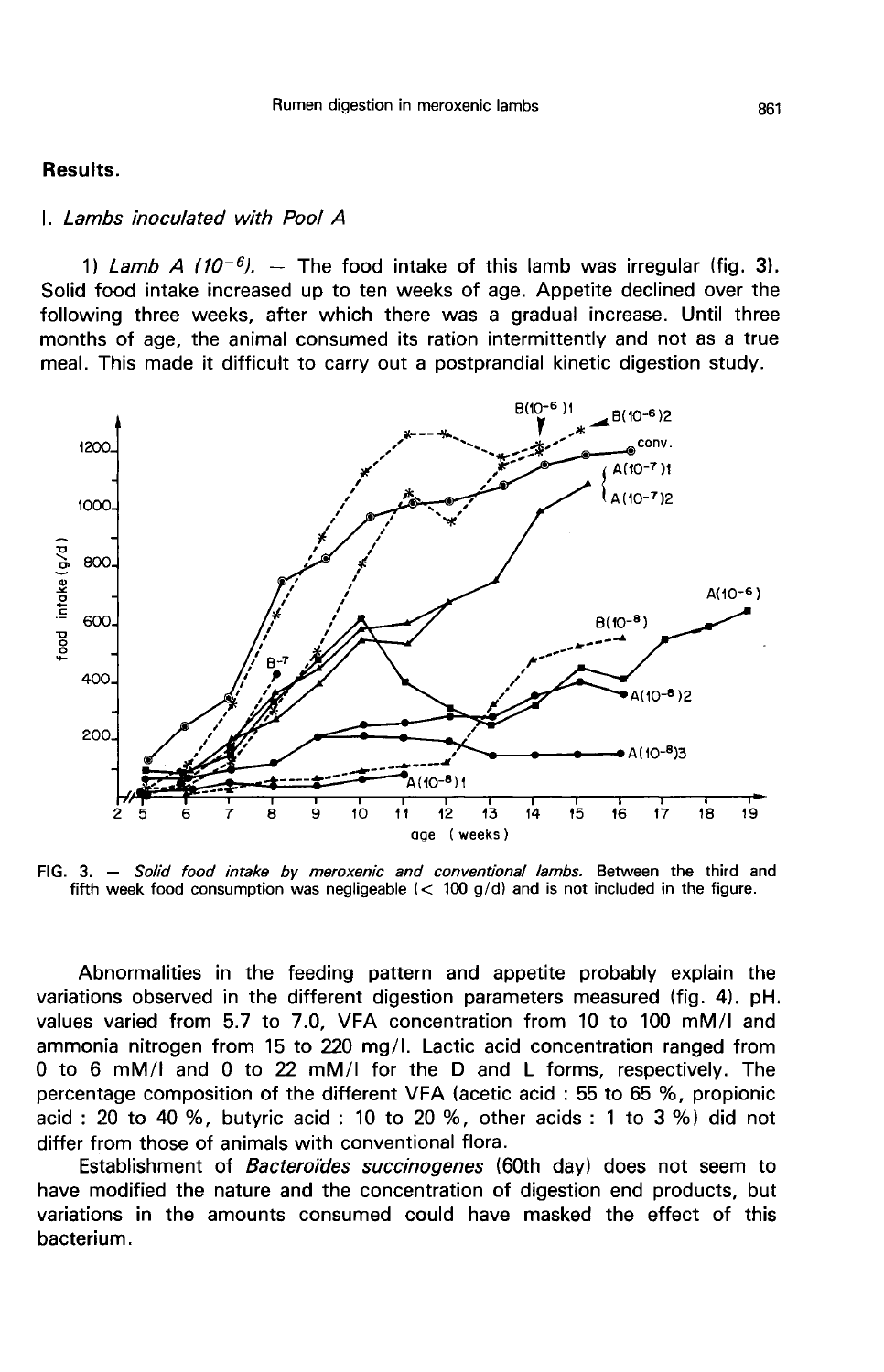## Results.

### I. *Lambs inoculated with Pool A*

1) *Lamb A ($10^{-6}$).* — The food intake of this lamb was irregular (fig. 3). Solid food intake increased up to ten weeks of age. Appetite declined over the following three weeks, after which there was a gradual increase. Until three months of age, the animal consumed its ration intermittently and not as a true meal. This made it difficult to carry out a postprandial kinetic digestion study.

FIG. 3. — *Solid food intake by meroxenic and conventional lambs.* Between the third and fifth week food consumption was negligeable (< 100 g/d) and is not included in the figure.

Abnormalities in the feeding pattern and appetite probably explain the variations observed in the different digestion parameters measured (fig. 4). pH. values varied from 5.7 to 7.0, VFA concentration from 10 to 100 mM/l and ammonia nitrogen from 15 to 220 mg/l. Lactic acid concentration ranged from 0 to 6 mM/l and 0 to 22 mM/l for the D and L forms, respectively. The percentage composition of the different VFA (acetic acid : 55 to 65 %, propionic acid : 20 to 40 %, butyric acid : 10 to 20 %, other acids : 1 to 3 %) did not differ from those of animals with conventional flora.

Establishment of *Bacteroïdes succinogenes* (60th day) does not seem to have modified the nature and the concentration of digestion end products, but variations in the amounts consumed could have masked the effect of this bacterium.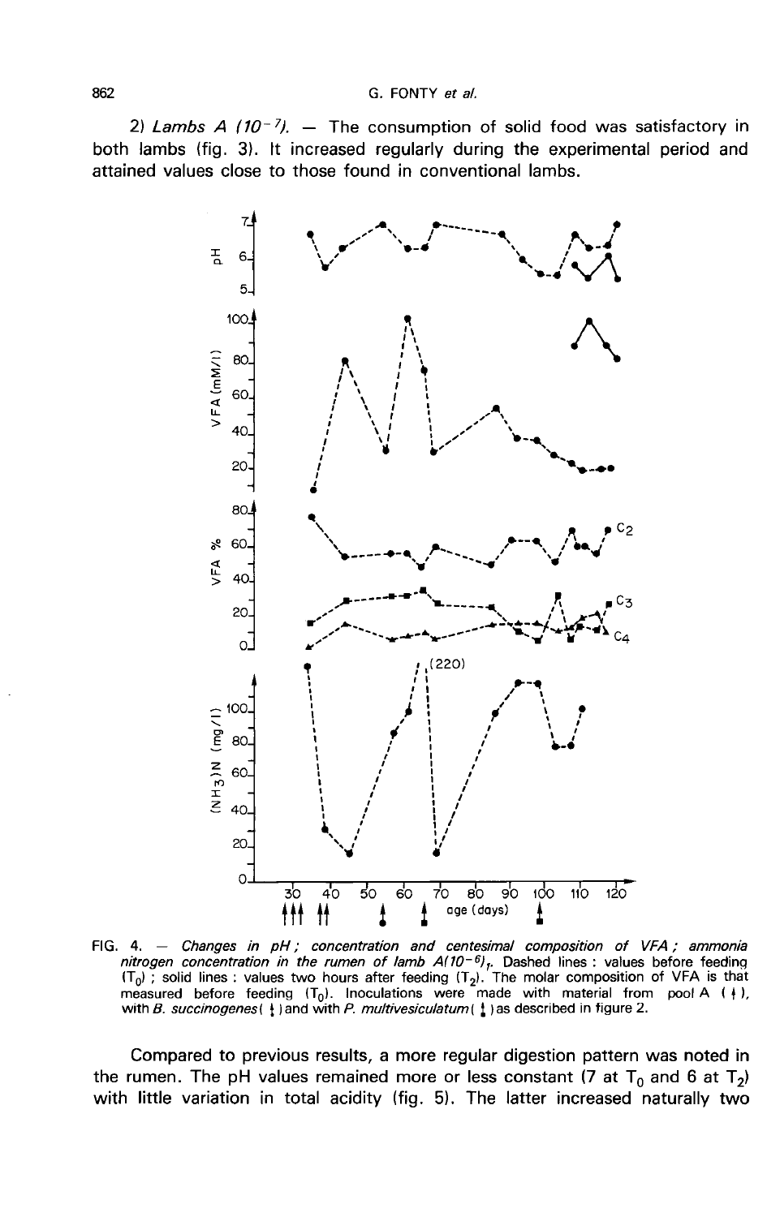2) *Lambs A* $(10^{-7})$. — The consumption of solid food was satisfactory in both lambs (fig. 3). It increased regularly during the experimental period and attained values close to those found in conventional lambs.

FIG. 4. — *Changes in pH ; concentration and centesimal composition of VFA ; ammonia nitrogen concentration in the rumen of lamb* $A(10^{-6})_1$. Dashed lines : values before feeding ($T_0$) ; solid lines : values two hours after feeding ($T_2$). The molar composition of VFA is that measured before feeding ($T_0$). Inoculations were made with material from pool A ( ↑ ), with *B. succinogenes* ( ↑ ) and with *P. multivesiculatum* ( ↑ ) as described in figure 2.

Compared to previous results, a more regular digestion pattern was noted in the rumen. The pH values remained more or less constant (7 at $T_0$ and 6 at $T_2$) with little variation in total acidity (fig. 5). The latter increased naturally two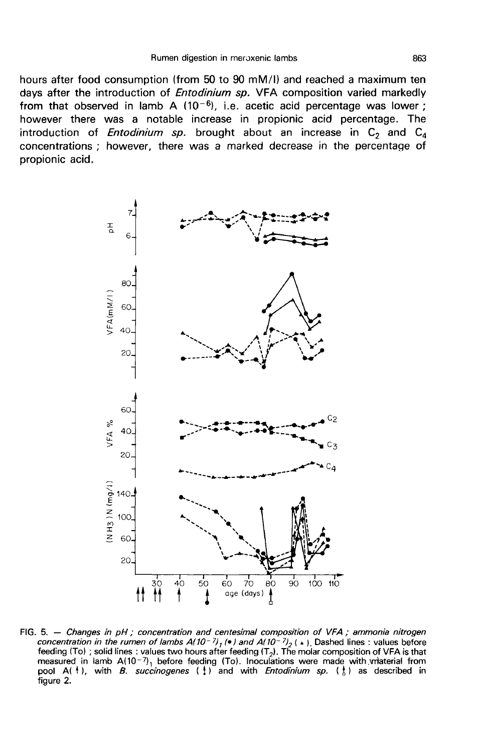hours after food consumption (from 50 to 90 mM/l) and reached a maximum ten days after the introduction of *Entodinium sp.* VFA composition varied markedly from that observed in lamb A ($10^{-6}$), i.e. acetic acid percentage was lower ; however there was a notable increase in propionic acid percentage. The introduction of *Entodinium sp.* brought about an increase in $C_2$ and $C_4$ concentrations ; however, there was a marked decrease in the percentage of propionic acid.

FIG. 5. — *Changes in pH ; concentration and centesimal composition of VFA ; ammonia nitrogen concentration in the rumen of lambs A($10^{-7}$)$_1$ (•) and A($10^{-7}$)$_2$ (▲).* Dashed lines : values before feeding (To) ; solid lines : values two hours after feeding ($T_2$). The molar composition of VFA is that measured in lamb A($10^{-7}$)$_1$ before feeding (To). Inoculations were made with material from pool A(↑), with *B. succinogenes* (↑) and with *Entodinium sp.* (↑) as described in figure 2.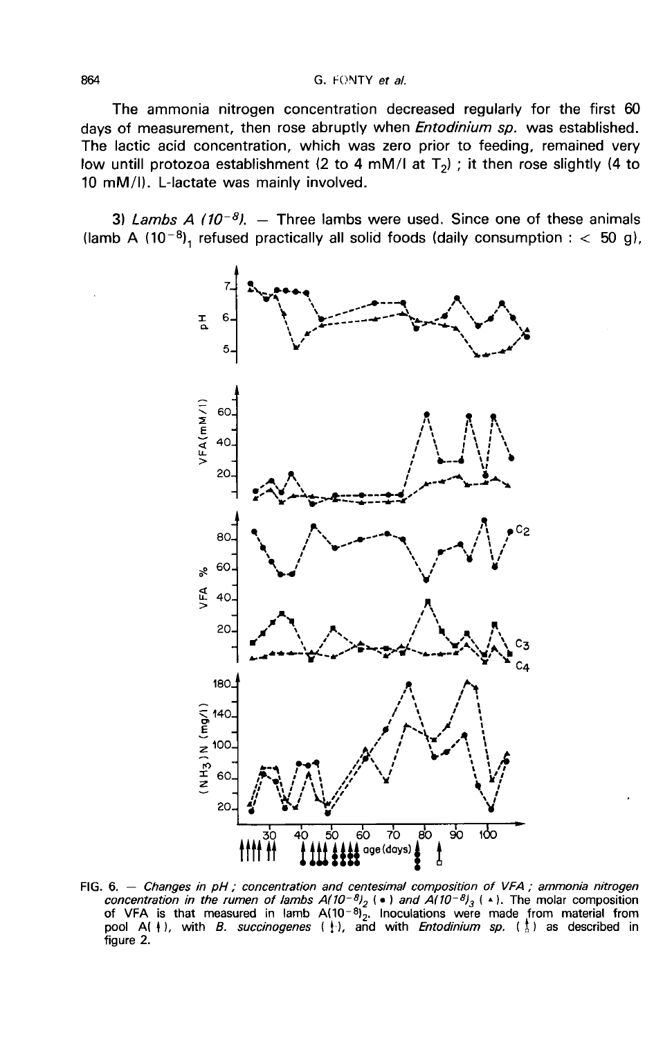The ammonia nitrogen concentration decreased regularly for the first 60 days of measurement, then rose abruptly when *Entodinium sp.* was established. The lactic acid concentration, which was zero prior to feeding, remained very low untill protozoa establishment (2 to 4 mM/l at $T_2$) ; it then rose slightly (4 to 10 mM/l). L-lactate was mainly involved.

3) *Lambs A ($10^{-8}$).* — Three lambs were used. Since one of these animals (lamb A $(10^{-8})_1$ refused practically all solid foods (daily consumption : < 50 g),

FIG. 6. — *Changes in pH ; concentration and centesimal composition of VFA ; ammonia nitrogen concentration in the rumen of lambs $A(10^{-8})_2$ (●) and $A(10^{-8})_3$ (▲). The molar composition of VFA is that measured in lamb $A(10^{-8})_2$. Inoculations were made from material from pool A(↑), with B. succinogenes (↑), and with Entodinium sp. (↑) as described in figure 2.*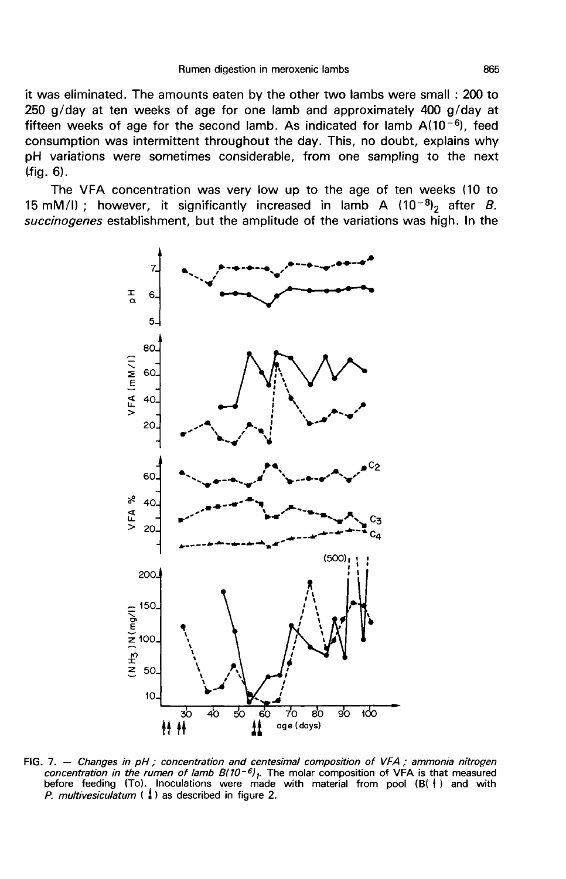it was eliminated. The amounts eaten by the other two lambs were small : 200 to 250 g/day at ten weeks of age for one lamb and approximately 400 g/day at fifteen weeks of age for the second lamb. As indicated for lamb A($10^{-6}$), feed consumption was intermittent throughout the day. This, no doubt, explains why pH variations were sometimes considerable, from one sampling to the next (fig. 6).

The VFA concentration was very low up to the age of ten weeks (10 to 15 mM/l) ; however, it significantly increased in lamb A $(10^{-8})_2$ after *B. succinogenes* establishment, but the amplitude of the variations was high. In the

FIG. 7. — *Changes in pH ; concentration and centesimal composition of VFA ; ammonia nitrogen concentration in the rumen of lamb B($10^{-6}$)$_1$.* The molar composition of VFA is that measured before feeding (To). Inoculations were made with material from pool (B( ↑ ) and with *P. multivesiculatum* ( ↥ ) as described in figure 2.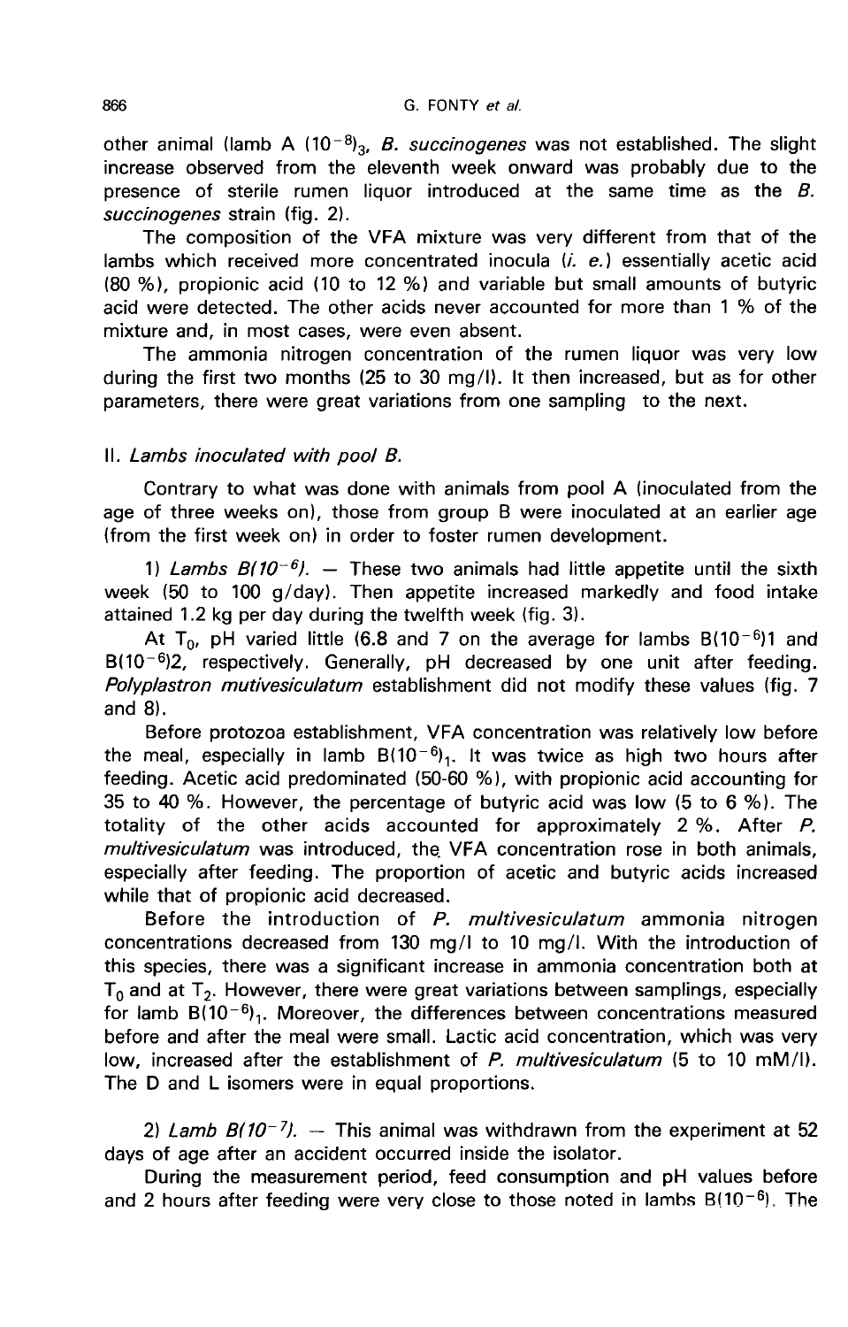other animal (lamb A $(10^{-8})_3$, *B. succinogenes* was not established. The slight increase observed from the eleventh week onward was probably due to the presence of sterile rumen liquor introduced at the same time as the *B. succinogenes* strain (fig. 2).

The composition of the VFA mixture was very different from that of the lambs which received more concentrated inocula (*i. e.*) essentially acetic acid (80 %), propionic acid (10 to 12 %) and variable but small amounts of butyric acid were detected. The other acids never accounted for more than 1 % of the mixture and, in most cases, were even absent.

The ammonia nitrogen concentration of the rumen liquor was very low during the first two months (25 to 30 mg/l). It then increased, but as for other parameters, there were great variations from one sampling to the next.

## II. *Lambs inoculated with pool B.*

Contrary to what was done with animals from pool A (inoculated from the age of three weeks on), those from group B were inoculated at an earlier age (from the first week on) in order to foster rumen development.

1) *Lambs* $B(10^{-6})$. — These two animals had little appetite until the sixth week (50 to 100 g/day). Then appetite increased markedly and food intake attained 1.2 kg per day during the twelfth week (fig. 3).

At $T_0$, pH varied little (6.8 and 7 on the average for lambs $B(10^{-6})1$ and $B(10^{-6})2$, respectively. Generally, pH decreased by one unit after feeding. *Polyplastron mutivesiculatum* establishment did not modify these values (fig. 7 and 8).

Before protozoa establishment, VFA concentration was relatively low before the meal, especially in lamb $B(10^{-6})_1$. It was twice as high two hours after feeding. Acetic acid predominated (50-60 %), with propionic acid accounting for 35 to 40 %. However, the percentage of butyric acid was low (5 to 6 %). The totality of the other acids accounted for approximately 2 %. After *P. multivesiculatum* was introduced, the VFA concentration rose in both animals, especially after feeding. The proportion of acetic and butyric acids increased while that of propionic acid decreased.

Before the introduction of *P. multivesiculatum* ammonia nitrogen concentrations decreased from 130 mg/l to 10 mg/l. With the introduction of this species, there was a significant increase in ammonia concentration both at $T_0$ and at $T_2$. However, there were great variations between samplings, especially for lamb $B(10^{-6})_1$. Moreover, the differences between concentrations measured before and after the meal were small. Lactic acid concentration, which was very low, increased after the establishment of *P. multivesiculatum* (5 to 10 mM/l). The D and L isomers were in equal proportions.

2) *Lamb* $B(10^{-7})$. — This animal was withdrawn from the experiment at 52 days of age after an accident occurred inside the isolator.

During the measurement period, feed consumption and pH values before and 2 hours after feeding were very close to those noted in lambs $B(10^{-6})$. The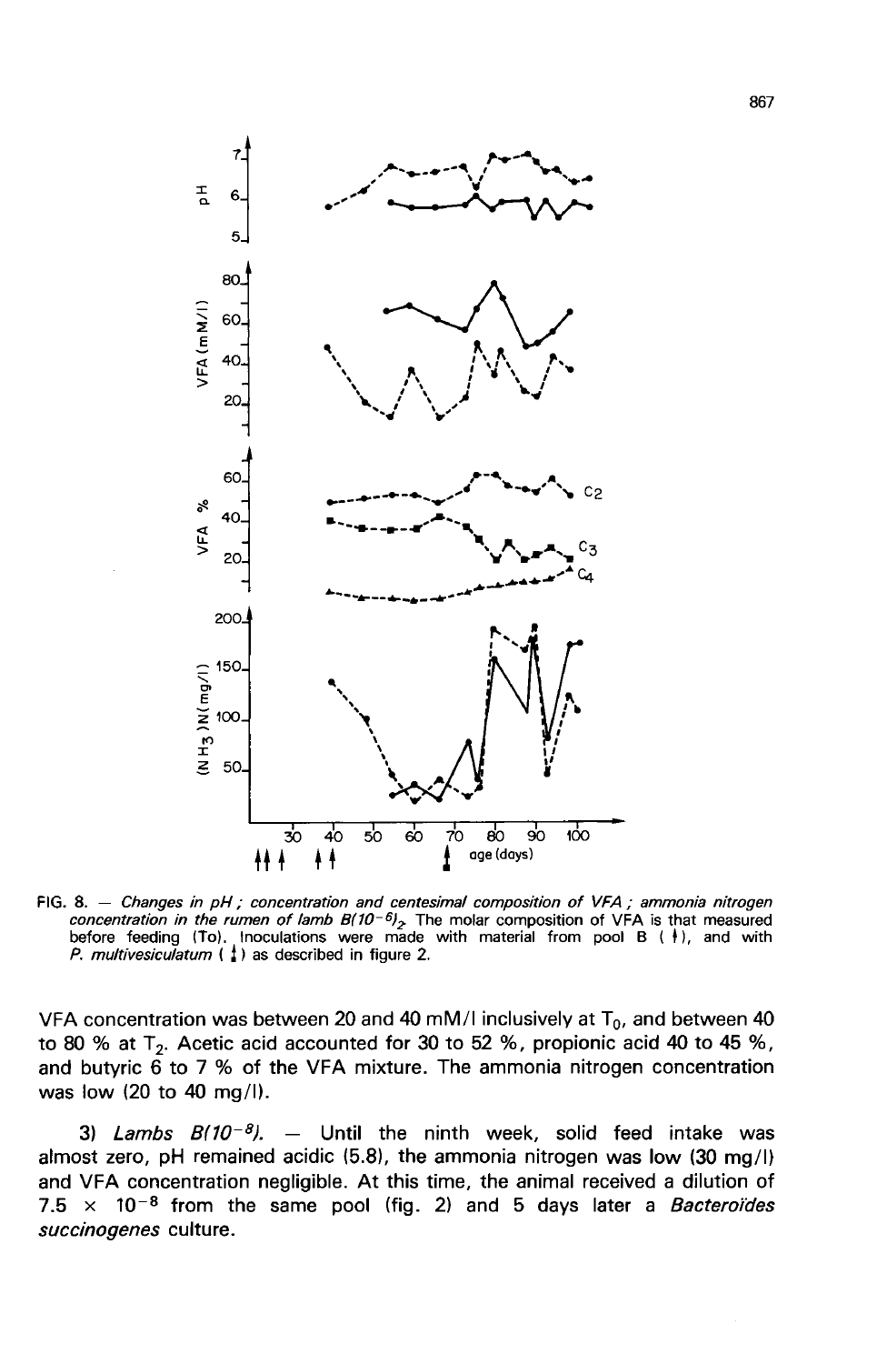FIG. 8. — *Changes in pH ; concentration and centesimal composition of VFA ; ammonia nitrogen concentration in the rumen of lamb B(10$^{-6}$)$_2$.* The molar composition of VFA is that measured before feeding (To). Inoculations were made with material from pool B ( ↑ ), and with *P. multivesiculatum* ( ↑ ) as described in figure 2.

VFA concentration was between 20 and 40 mM/l inclusively at $T_0$, and between 40 to 80 % at $T_2$. Acetic acid accounted for 30 to 52 %, propionic acid 40 to 45 %, and butyric 6 to 7 % of the VFA mixture. The ammonia nitrogen concentration was low (20 to 40 mg/l).

3) *Lambs B(10$^{-8}$).* — Until the ninth week, solid feed intake was almost zero, pH remained acidic (5.8), the ammonia nitrogen was low (30 mg/l) and VFA concentration negligible. At this time, the animal received a dilution of $7.5 \times 10^{-8}$ from the same pool (fig. 2) and 5 days later a *Bacteroïdes succinogenes* culture.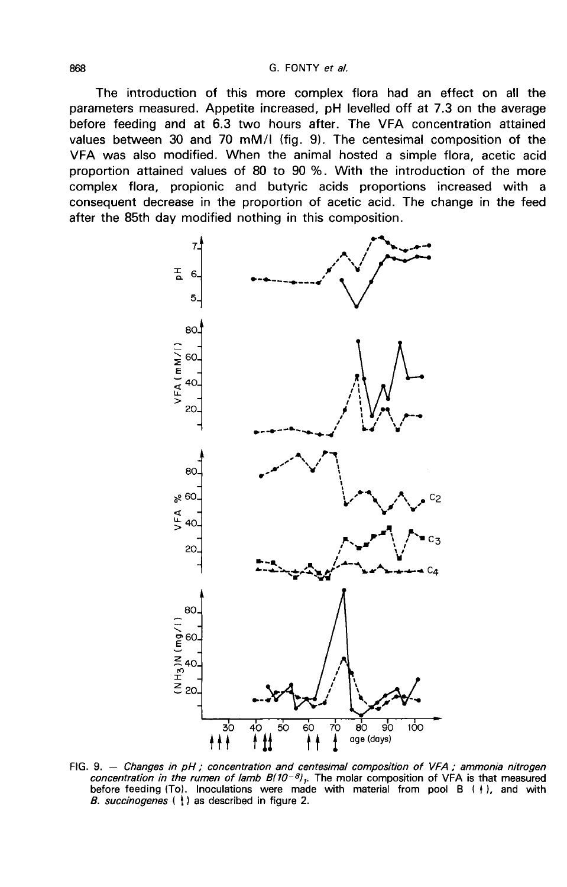The introduction of this more complex flora had an effect on all the parameters measured. Appetite increased, pH levelled off at 7.3 on the average before feeding and at 6.3 two hours after. The VFA concentration attained values between 30 and 70 mM/l (fig. 9). The centesimal composition of the VFA was also modified. When the animal hosted a simple flora, acetic acid proportion attained values of 80 to 90 %. With the introduction of the more complex flora, propionic and butyric acids proportions increased with a consequent decrease in the proportion of acetic acid. The change in the feed after the 85th day modified nothing in this composition.

FIG. 9. — *Changes in pH ; concentration and centesimal composition of VFA ; ammonia nitrogen concentration in the rumen of lamb $B(10^{-8})_T$. The molar composition of VFA is that measured before feeding (To). Inoculations were made with material from pool B ( ↑ ), and with B. succinogenes ( ↕ ) as described in figure 2.*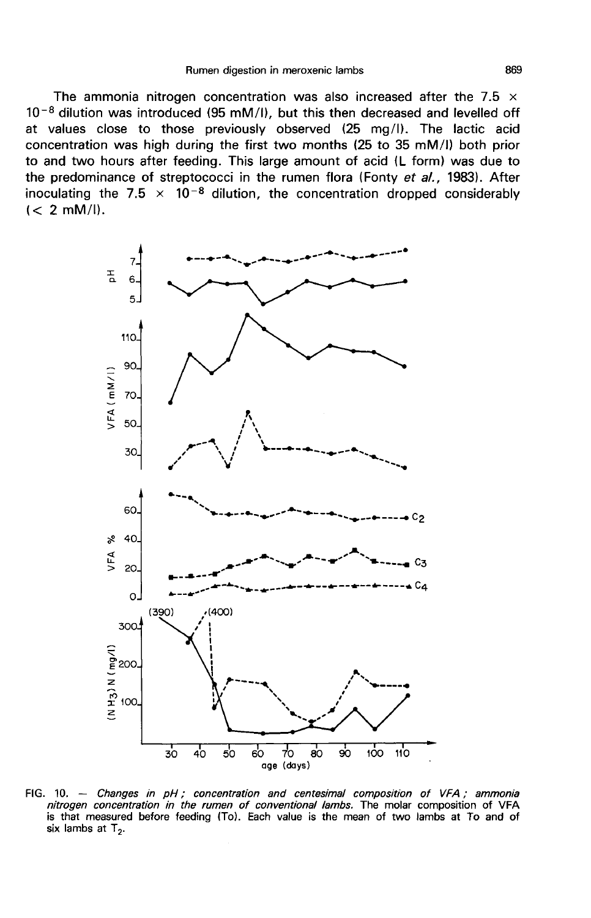The ammonia nitrogen concentration was also increased after the $7.5 \times 10^{-8}$ dilution was introduced (95 mM/l), but this then decreased and levelled off at values close to those previously observed (25 mg/l). The lactic acid concentration was high during the first two months (25 to 35 mM/l) both prior to and two hours after feeding. This large amount of acid (L form) was due to the predominance of streptococci in the rumen flora (Fonty *et al.*, 1983). After inoculating the $7.5 \times 10^{-8}$ dilution, the concentration dropped considerably (< 2 mM/l).

FIG. 10. — *Changes in pH ; concentration and centesimal composition of VFA ; ammonia nitrogen concentration in the rumen of conventional lambs.* The molar composition of VFA is that measured before feeding (To). Each value is the mean of two lambs at To and of six lambs at $T_2$.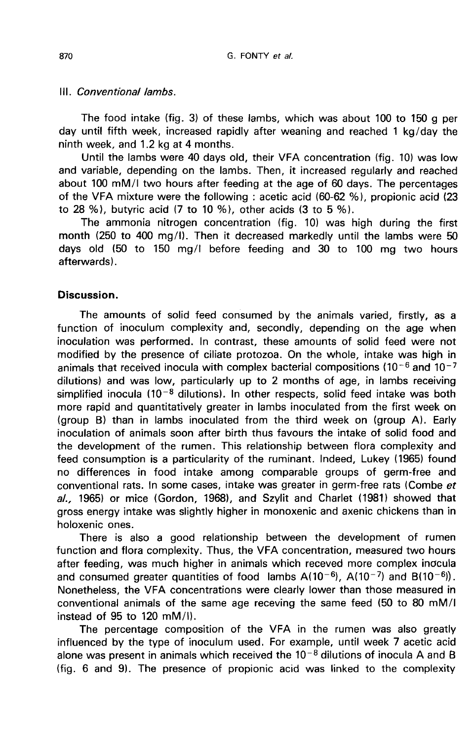### III. *Conventional lambs.*

The food intake (fig. 3) of these lambs, which was about 100 to 150 g per day until fifth week, increased rapidly after weaning and reached 1 kg/day the ninth week, and 1.2 kg at 4 months.

Until the lambs were 40 days old, their VFA concentration (fig. 10) was low and variable, depending on the lambs. Then, it increased regularly and reached about 100 mM/l two hours after feeding at the age of 60 days. The percentages of the VFA mixture were the following : acetic acid (60-62 %), propionic acid (23 to 28 %), butyric acid (7 to 10 %), other acids (3 to 5 %).

The ammonia nitrogen concentration (fig. 10) was high during the first month (250 to 400 mg/l). Then it decreased markedly until the lambs were 50 days old (50 to 150 mg/l before feeding and 30 to 100 mg two hours afterwards).

## Discussion.

The amounts of solid feed consumed by the animals varied, firstly, as a function of inoculum complexity and, secondly, depending on the age when inoculation was performed. In contrast, these amounts of solid feed were not modified by the presence of ciliate protozoa. On the whole, intake was high in animals that received inocula with complex bacterial compositions ($10^{-6}$ and $10^{-7}$ dilutions) and was low, particularly up to 2 months of age, in lambs receiving simplified inocula ($10^{-8}$ dilutions). In other respects, solid feed intake was both more rapid and quantitatively greater in lambs inoculated from the first week on (group B) than in lambs inoculated from the third week on (group A). Early inoculation of animals soon after birth thus favours the intake of solid food and the development of the rumen. This relationship between flora complexity and feed consumption is a particularity of the ruminant. Indeed, Lukey (1965) found no differences in food intake among comparable groups of germ-free and conventional rats. In some cases, intake was greater in germ-free rats (Combe *et al.*, 1965) or mice (Gordon, 1968), and Szylit and Charlet (1981) showed that gross energy intake was slightly higher in monoxenic and axenic chickens than in holoxenic ones.

There is also a good relationship between the development of rumen function and flora complexity. Thus, the VFA concentration, measured two hours after feeding, was much higher in animals which receved more complex inocula and consumed greater quantities of food lambs A($10^{-6}$), A($10^{-7}$) and B($10^{-6}$)). Nonetheless, the VFA concentrations were clearly lower than those measured in conventional animals of the same age receving the same feed (50 to 80 mM/l instead of 95 to 120 mM/l).

The percentage composition of the VFA in the rumen was also greatly influenced by the type of inoculum used. For example, until week 7 acetic acid alone was present in animals which received the $10^{-8}$ dilutions of inocula A and B (fig. 6 and 9). The presence of propionic acid was linked to the complexity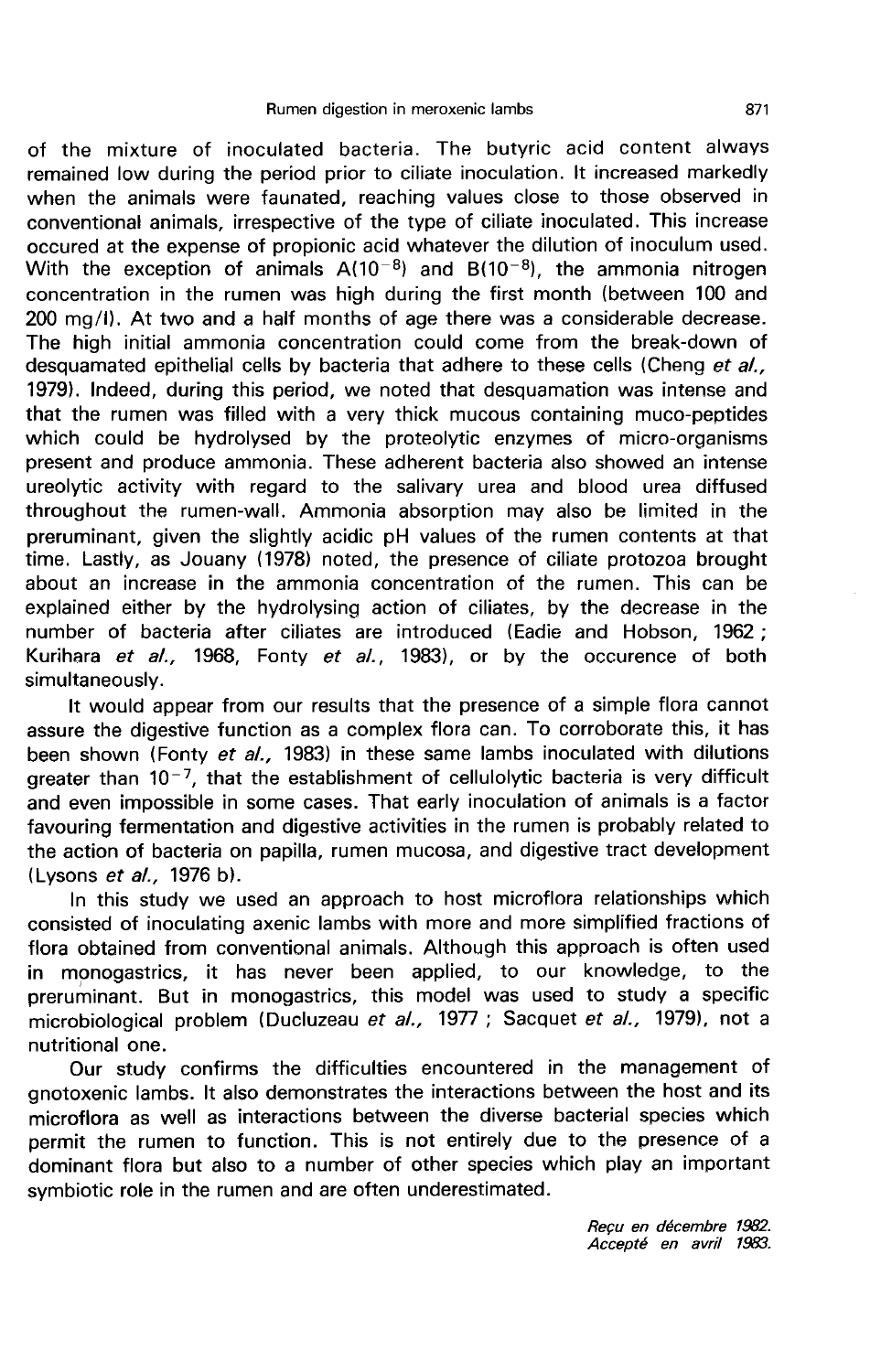of the mixture of inoculated bacteria. The butyric acid content always remained low during the period prior to ciliate inoculation. It increased markedly when the animals were faunated, reaching values close to those observed in conventional animals, irrespective of the type of ciliate inoculated. This increase occured at the expense of propionic acid whatever the dilution of inoculum used. With the exception of animals A($10^{-8}$) and B($10^{-8}$), the ammonia nitrogen concentration in the rumen was high during the first month (between 100 and 200 mg/l). At two and a half months of age there was a considerable decrease. The high initial ammonia concentration could come from the break-down of desquamated epithelial cells by bacteria that adhere to these cells (Cheng *et al.*, 1979). Indeed, during this period, we noted that desquamation was intense and that the rumen was filled with a very thick mucous containing muco-peptides which could be hydrolysed by the proteolytic enzymes of micro-organisms present and produce ammonia. These adherent bacteria also showed an intense ureolytic activity with regard to the salivary urea and blood urea diffused throughout the rumen-wall. Ammonia absorption may also be limited in the preruminant, given the slightly acidic pH values of the rumen contents at that time. Lastly, as Jouany (1978) noted, the presence of ciliate protozoa brought about an increase in the ammonia concentration of the rumen. This can be explained either by the hydrolysing action of ciliates, by the decrease in the number of bacteria after ciliates are introduced (Eadie and Hobson, 1962 ; Kurihara *et al.*, 1968, Fonty *et al.*, 1983), or by the occurence of both simultaneously.

It would appear from our results that the presence of a simple flora cannot assure the digestive function as a complex flora can. To corroborate this, it has been shown (Fonty *et al.*, 1983) in these same lambs inoculated with dilutions greater than $10^{-7}$, that the establishment of cellulolytic bacteria is very difficult and even impossible in some cases. That early inoculation of animals is a factor favouring fermentation and digestive activities in the rumen is probably related to the action of bacteria on papilla, rumen mucosa, and digestive tract development (Lysons *et al.*, 1976 b).

In this study we used an approach to host microflora relationships which consisted of inoculating axenic lambs with more and more simplified fractions of flora obtained from conventional animals. Although this approach is often used in monogastrics, it has never been applied, to our knowledge, to the preruminant. But in monogastrics, this model was used to study a specific microbiological problem (Ducluzeau *et al.*, 1977 ; Sacquet *et al.*, 1979), not a nutritional one.

Our study confirms the difficulties encountered in the management of gnotoxenic lambs. It also demonstrates the interactions between the host and its microflora as well as interactions between the diverse bacterial species which permit the rumen to function. This is not entirely due to the presence of a dominant flora but also to a number of other species which play an important symbiotic role in the rumen and are often underestimated.

*Reçu en décembre 1982.*
*Accepté en avril 1983.*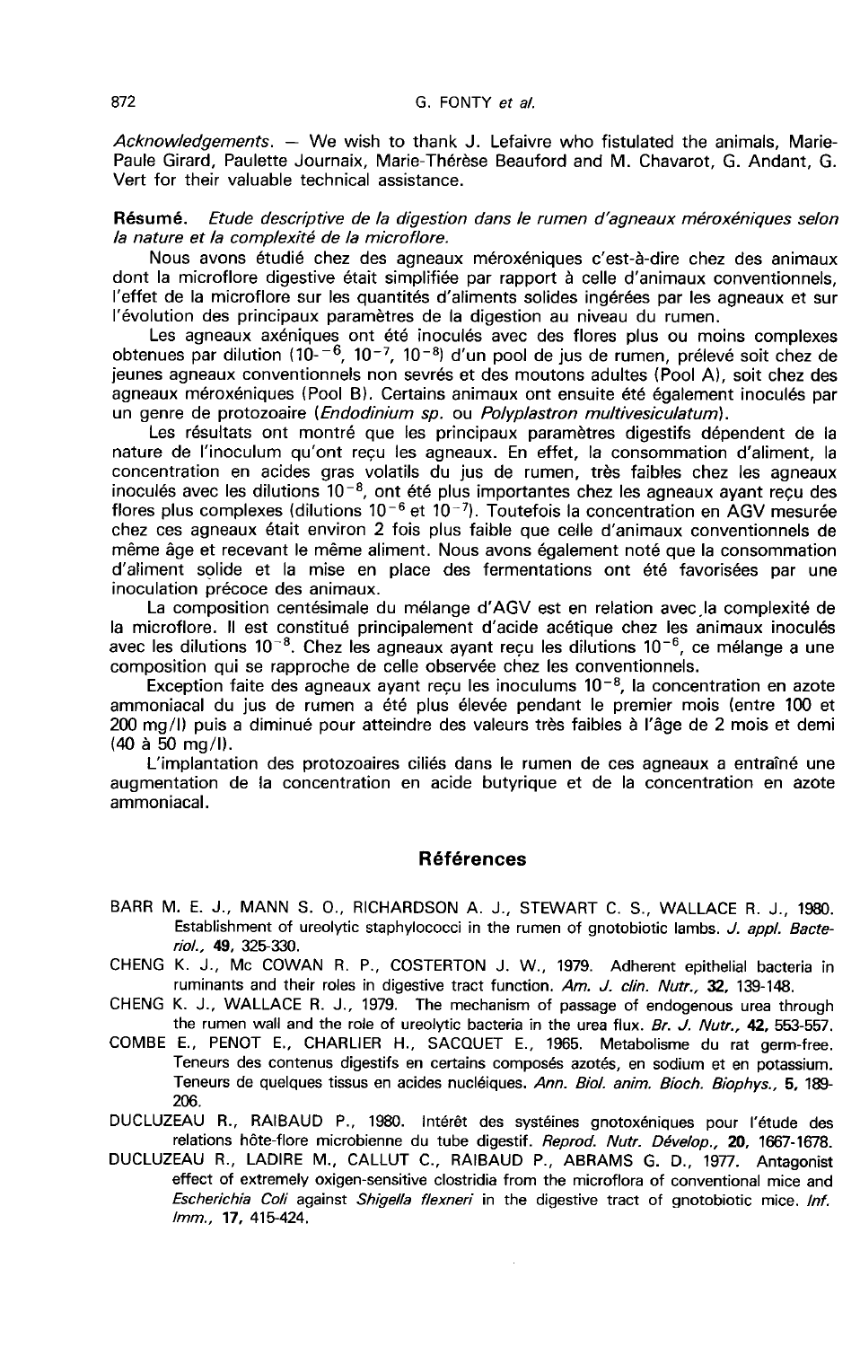*Acknowledgements.* — We wish to thank J. Lefaivre who fistulated the animals, Marie-Paule Girard, Paulette Journaix, Marie-Thérèse Beauford and M. Chavarot, G. Andant, G. Vert for their valuable technical assistance.

**Résumé.** *Etude descriptive de la digestion dans le rumen d'agneaux méroxéniques selon la nature et la complexité de la microflore.*

Nous avons étudié chez des agneaux méroxéniques c'est-à-dire chez des animaux dont la microflore digestive était simplifiée par rapport à celle d'animaux conventionnels, l'effet de la microflore sur les quantités d'aliments solides ingérées par les agneaux et sur l'évolution des principaux paramètres de la digestion au niveau du rumen.

Les agneaux axéniques ont été inoculés avec des flores plus ou moins complexes obtenues par dilution ($10^{-6}$, $10^{-7}$, $10^{-8}$) d'un pool de jus de rumen, prélevé soit chez de jeunes agneaux conventionnels non sevrés et des moutons adultes (Pool A), soit chez des agneaux méroxéniques (Pool B). Certains animaux ont ensuite été également inoculés par un genre de protozoaire (*Endodinium sp.* ou *Polyplastron multivesiculatum*).

Les résultats ont montré que les principaux paramètres digestifs dépendent de la nature de l'inoculum qu'ont reçu les agneaux. En effet, la consommation d'aliment, la concentration en acides gras volatils du jus de rumen, très faibles chez les agneaux inoculés avec les dilutions $10^{-8}$, ont été plus importantes chez les agneaux ayant reçu des flores plus complexes (dilutions $10^{-6}$ et $10^{-7}$). Toutefois la concentration en AGV mesurée chez ces agneaux était environ 2 fois plus faible que celle d'animaux conventionnels de même âge et recevant le même aliment. Nous avons également noté que la consommation d'aliment solide et la mise en place des fermentations ont été favorisées par une inoculation précoce des animaux.

La composition centésimale du mélange d'AGV est en relation avec la complexité de la microflore. Il est constitué principalement d'acide acétique chez les animaux inoculés avec les dilutions $10^{-8}$. Chez les agneaux ayant reçu les dilutions $10^{-6}$, ce mélange a une composition qui se rapproche de celle observée chez les conventionnels.

Exception faite des agneaux ayant reçu les inoculums $10^{-8}$, la concentration en azote ammoniacal du jus de rumen a été plus élevée pendant le premier mois (entre 100 et 200 mg/l) puis a diminué pour atteindre des valeurs très faibles à l'âge de 2 mois et demi (40 à 50 mg/l).

L'implantation des protozoaires ciliés dans le rumen de ces agneaux a entraîné une augmentation de la concentration en acide butyrique et de la concentration en azote ammoniacal.

## Références

BARR M. E. J., MANN S. O., RICHARDSON A. J., STEWART C. S., WALLACE R. J., 1980. Establishment of ureolytic staphylococci in the rumen of gnotobiotic lambs. *J. appl. Bacteriol.*, **49**, 325-330.

CHENG K. J., Mc COWAN R. P., COSTERTON J. W., 1979. Adherent epithelial bacteria in ruminants and their roles in digestive tract function. *Am. J. clin. Nutr.*, **32**, 139-148.

CHENG K. J., WALLACE R. J., 1979. The mechanism of passage of endogenous urea through the rumen wall and the role of ureolytic bacteria in the urea flux. *Br. J. Nutr.*, **42**, 553-557.

COMBE E., PENOT E., CHARLIER H., SACQUET E., 1965. Metabolisme du rat germ-free. Teneurs des contenus digestifs en certains composés azotés, en sodium et en potassium. Teneurs de quelques tissus en acides nucléiques. *Ann. Biol. anim. Bioch. Biophys.*, **5**, 189-206.

DUCLUZEAU R., RAIBAUD P., 1980. Intérêt des systéines gnotoxéniques pour l'étude des relations hôte-flore microbienne du tube digestif. *Reprod. Nutr. Dévelop.*, **20**, 1667-1678.

DUCLUZEAU R., LADIRE M., CALLUT C., RAIBAUD P., ABRAMS G. D., 1977. Antagonist effect of extremely oxigen-sensitive clostridia from the microflora of conventional mice and *Escherichia Coli* against *Shigella flexneri* in the digestive tract of gnotobiotic mice. *Inf. Imm.*, **17**, 415-424.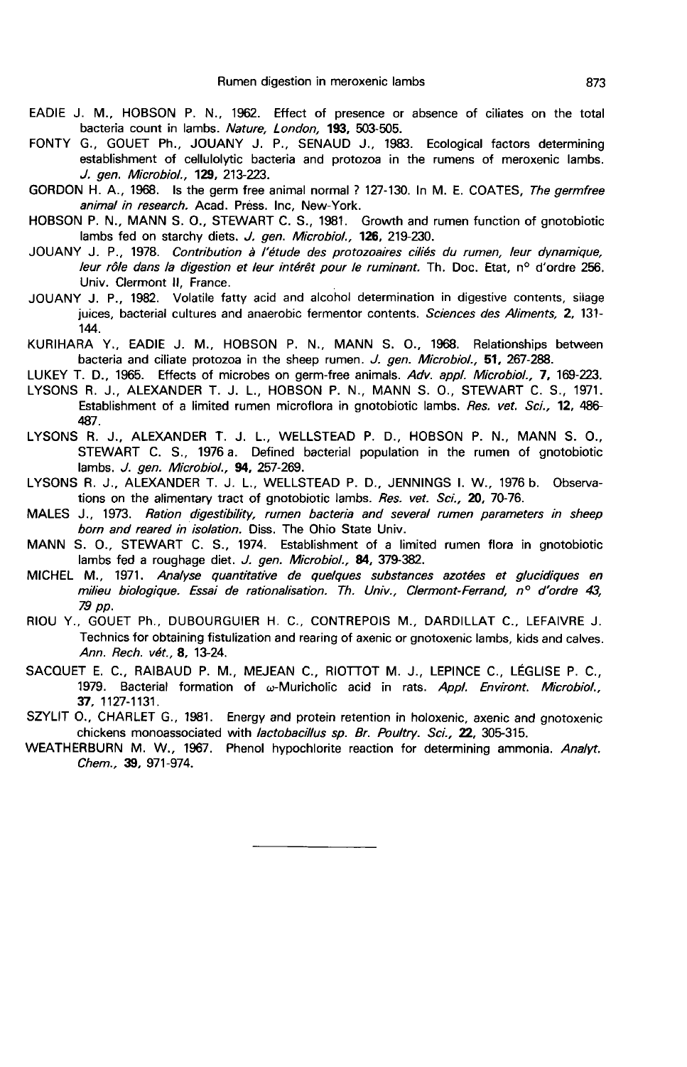EADIE J. M., HOBSON P. N., 1962. Effect of presence or absence of ciliates on the total bacteria count in lambs. *Nature, London,* **193,** 503-505.

FONTY G., GOUET Ph., JOUANY J. P., SENAUD J., 1983. Ecological factors determining establishment of cellulolytic bacteria and protozoa in the rumens of meroxenic lambs. *J. gen. Microbiol.,* **129,** 213-223.

GORDON H. A., 1968. Is the germ free animal normal ? 127-130. In M. E. COATES, *The germfree animal in research.* Acad. Press. Inc, New-York.

HOBSON P. N., MANN S. O., STEWART C. S., 1981. Growth and rumen function of gnotobiotic lambs fed on starchy diets. *J. gen. Microbiol.,* **126,** 219-230.

JOUANY J. P., 1978. *Contribution à l'étude des protozoaires ciliés du rumen, leur dynamique, leur rôle dans la digestion et leur intérêt pour le ruminant.* Th. Doc. Etat, n° d'ordre 256. Univ. Clermont II, France.

JOUANY J. P., 1982. Volatile fatty acid and alcohol determination in digestive contents, silage juices, bacterial cultures and anaerobic fermentor contents. *Sciences des Aliments,* **2,** 131-144.

KURIHARA Y., EADIE J. M., HOBSON P. N., MANN S. O., 1968. Relationships between bacteria and ciliate protozoa in the sheep rumen. *J. gen. Microbiol.,* **51,** 267-288.

LUKEY T. D., 1965. Effects of microbes on germ-free animals. *Adv. appl. Microbiol.,* **7,** 169-223.

LYSONS R. J., ALEXANDER T. J. L., HOBSON P. N., MANN S. O., STEWART C. S., 1971. Establishment of a limited rumen microflora in gnotobiotic lambs. *Res. vet. Sci.,* **12,** 486-487.

LYSONS R. J., ALEXANDER T. J. L., WELLSTEAD P. D., HOBSON P. N., MANN S. O., STEWART C. S., 1976 a. Defined bacterial population in the rumen of gnotobiotic lambs. *J. gen. Microbiol.,* **94,** 257-269.

LYSONS R. J., ALEXANDER T. J. L., WELLSTEAD P. D., JENNINGS I. W., 1976 b. Observations on the alimentary tract of gnotobiotic lambs. *Res. vet. Sci.,* **20,** 70-76.

MALES J., 1973. *Ration digestibility, rumen bacteria and several rumen parameters in sheep born and reared in isolation.* Diss. The Ohio State Univ.

MANN S. O., STEWART C. S., 1974. Establishment of a limited rumen flora in gnotobiotic lambs fed a roughage diet. *J. gen. Microbiol.,* **84,** 379-382.

MICHEL M., 1971. *Analyse quantitative de quelques substances azotées et glucidiques en milieu biologique. Essai de rationalisation. Th. Univ., Clermont-Ferrand, n° d'ordre 43, 79 pp.*

RIOU Y., GOUET Ph., DUBOURGUIER H. C., CONTREPOIS M., DARDILLAT C., LEFAIVRE J. Technics for obtaining fistulization and rearing of axenic or gnotoxenic lambs, kids and calves. *Ann. Rech. vét.,* **8,** 13-24.

SACQUET E. C., RAIBAUD P. M., MEJEAN C., RIOTTOT M. J., LEPINCE C., LÉGLISE P. C., 1979. Bacterial formation of ω-Muricholic acid in rats. *Appl. Environt. Microbiol.,* **37,** 1127-1131.

SZYLIT O., CHARLET G., 1981. Energy and protein retention in holoxenic, axenic and gnotoxenic chickens monoassociated with *lactobacillus sp. Br. Poultry. Sci.,* **22,** 305-315.

WEATHERBURN M. W., 1967. Phenol hypochlorite reaction for determining ammonia. *Analyt. Chem.,* **39,** 971-974.